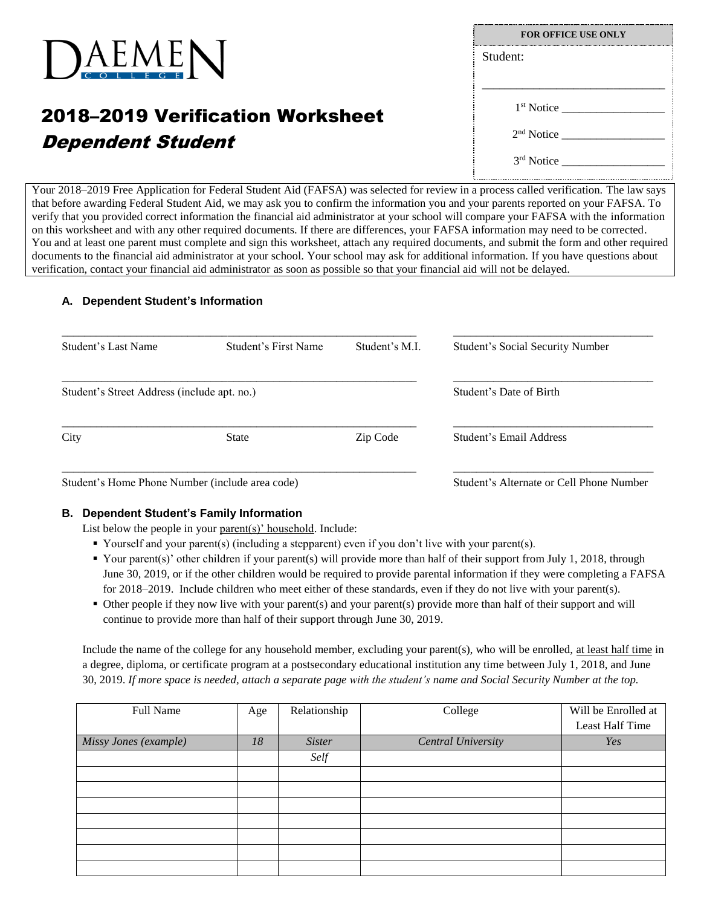DAEMEN COLLEGE

| FOR OFFICE USE ONLY |
|---|
| Student: |
| ______________________________ |
| 1st Notice ________________ |
| 2nd Notice ________________ |
| 3rd Notice ________________ |

# 2018–2019 Verification Worksheet

## *Dependent Student*

Your 2018–2019 Free Application for Federal Student Aid (FAFSA) was selected for review in a process called verification. The law says that before awarding Federal Student Aid, we may ask you to confirm the information you and your parents reported on your FAFSA. To verify that you provided correct information the financial aid administrator at your school will compare your FAFSA with the information on this worksheet and with any other required documents. If there are differences, your FAFSA information may need to be corrected. You and at least one parent must complete and sign this worksheet, attach any required documents, and submit the form and other required documents to the financial aid administrator at your school. Your school may ask for additional information. If you have questions about verification, contact your financial aid administrator as soon as possible so that your financial aid will not be delayed.

### A. Dependent Student's Information

______________________________________________________________ ___________________________________

Student's Last Name Student's First Name Student's M.I. Student's Social Security Number

______________________________________________________________ ___________________________________

Student's Street Address (include apt. no.) Student's Date of Birth

______________________________________________________________ ___________________________________

City State Zip Code Student's Email Address

______________________________________________________________ ___________________________________

Student's Home Phone Number (include area code) Student's Alternate or Cell Phone Number

### B. Dependent Student's Family Information

List below the people in your parent(s)' household. Include:

- Yourself and your parent(s) (including a stepparent) even if you don't live with your parent(s).
- Your parent(s)' other children if your parent(s) will provide more than half of their support from July 1, 2018, through June 30, 2019, or if the other children would be required to provide parental information if they were completing a FAFSA for 2018–2019. Include children who meet either of these standards, even if they do not live with your parent(s).
- Other people if they now live with your parent(s) and your parent(s) provide more than half of their support and will continue to provide more than half of their support through June 30, 2019.

Include the name of the college for any household member, excluding your parent(s), who will be enrolled, at least half time in a degree, diploma, or certificate program at a postsecondary educational institution any time between July 1, 2018, and June 30, 2019. *If more space is needed, attach a separate page with the student's name and Social Security Number at the top.*

| Full Name | Age | Relationship | College | Will be Enrolled at Least Half Time |
|---|---|---|---|---|
| *Missy Jones (example)* | *18* | *Sister* | *Central University* | *Yes* |
| | | *Self* | | |
| | | | | |
| | | | | |
| | | | | |
| | | | | |
| | | | | |
| | | | | |
| | | | | |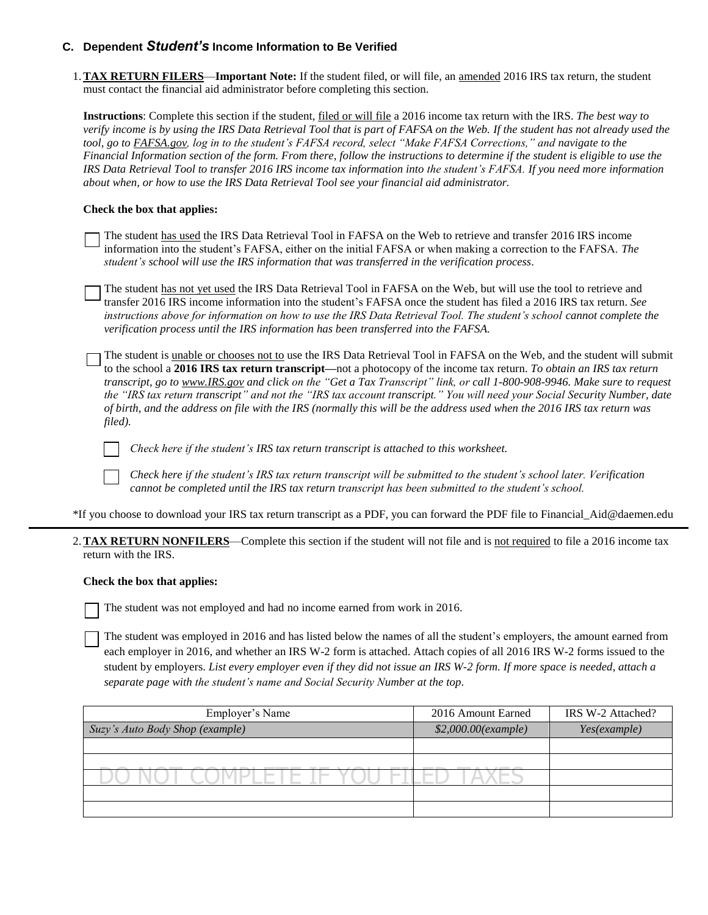### C. Dependent *Student's* Income Information to Be Verified

1. **TAX RETURN FILERS**—**Important Note:** If the student filed, or will file, an amended 2016 IRS tax return, the student must contact the financial aid administrator before completing this section.

   **Instructions**: Complete this section if the student, filed or will file a 2016 income tax return with the IRS. *The best way to verify income is by using the IRS Data Retrieval Tool that is part of FAFSA on the Web. If the student has not already used the tool, go to FAFSA.gov, log in to the student's FAFSA record, select "Make FAFSA Corrections," and navigate to the Financial Information section of the form. From there, follow the instructions to determine if the student is eligible to use the IRS Data Retrieval Tool to transfer 2016 IRS income tax information into the student's FAFSA. If you need more information about when, or how to use the IRS Data Retrieval Tool see your financial aid administrator.*

   **Check the box that applies:**

   ☐ The student has used the IRS Data Retrieval Tool in FAFSA on the Web to retrieve and transfer 2016 IRS income information into the student's FAFSA, either on the initial FAFSA or when making a correction to the FAFSA. *The student's school will use the IRS information that was transferred in the verification process*.

   ☐ The student has not yet used the IRS Data Retrieval Tool in FAFSA on the Web, but will use the tool to retrieve and transfer 2016 IRS income information into the student's FAFSA once the student has filed a 2016 IRS tax return. *See instructions above for information on how to use the IRS Data Retrieval Tool. The student's school cannot complete the verification process until the IRS information has been transferred into the FAFSA.*

   ☐ The student is unable or chooses not to use the IRS Data Retrieval Tool in FAFSA on the Web, and the student will submit to the school a **2016 IRS tax return transcript—**not a photocopy of the income tax return. *To obtain an IRS tax return transcript, go to www.IRS.gov and click on the "Get a Tax Transcript" link, or call 1-800-908-9946. Make sure to request the "IRS tax return transcript" and not the "IRS tax account transcript." You will need your Social Security Number, date of birth, and the address on file with the IRS (normally this will be the address used when the 2016 IRS tax return was filed).*

   ☐ *Check here if the student's IRS tax return transcript is attached to this worksheet.*

   ☐ *Check here if the student's IRS tax return transcript will be submitted to the student's school later. Verification cannot be completed until the IRS tax return transcript has been submitted to the student's school.*

*If you choose to download your IRS tax return transcript as a PDF, you can forward the PDF file to Financial_Aid@daemen.edu

---

2. **TAX RETURN NONFILERS**—Complete this section if the student will not file and is not required to file a 2016 income tax return with the IRS.

   **Check the box that applies:**

   ☐ The student was not employed and had no income earned from work in 2016.

   ☐ The student was employed in 2016 and has listed below the names of all the student's employers, the amount earned from each employer in 2016, and whether an IRS W-2 form is attached. Attach copies of all 2016 IRS W-2 forms issued to the student by employers. *List every employer even if they did not issue an IRS W-2 form. If more space is needed, attach a separate page with the student's name and Social Security Number at the top*.

| Employer's Name | 2016 Amount Earned | IRS W-2 Attached? |
|---|---|---|
| *Suzy's Auto Body Shop (example)* | *$2,000.00(example)* | *Yes(example)* |
| | | |
| | | |
| DO NOT COMPLETE IF YOU FILED TAXES | | |
| | | |
| | | |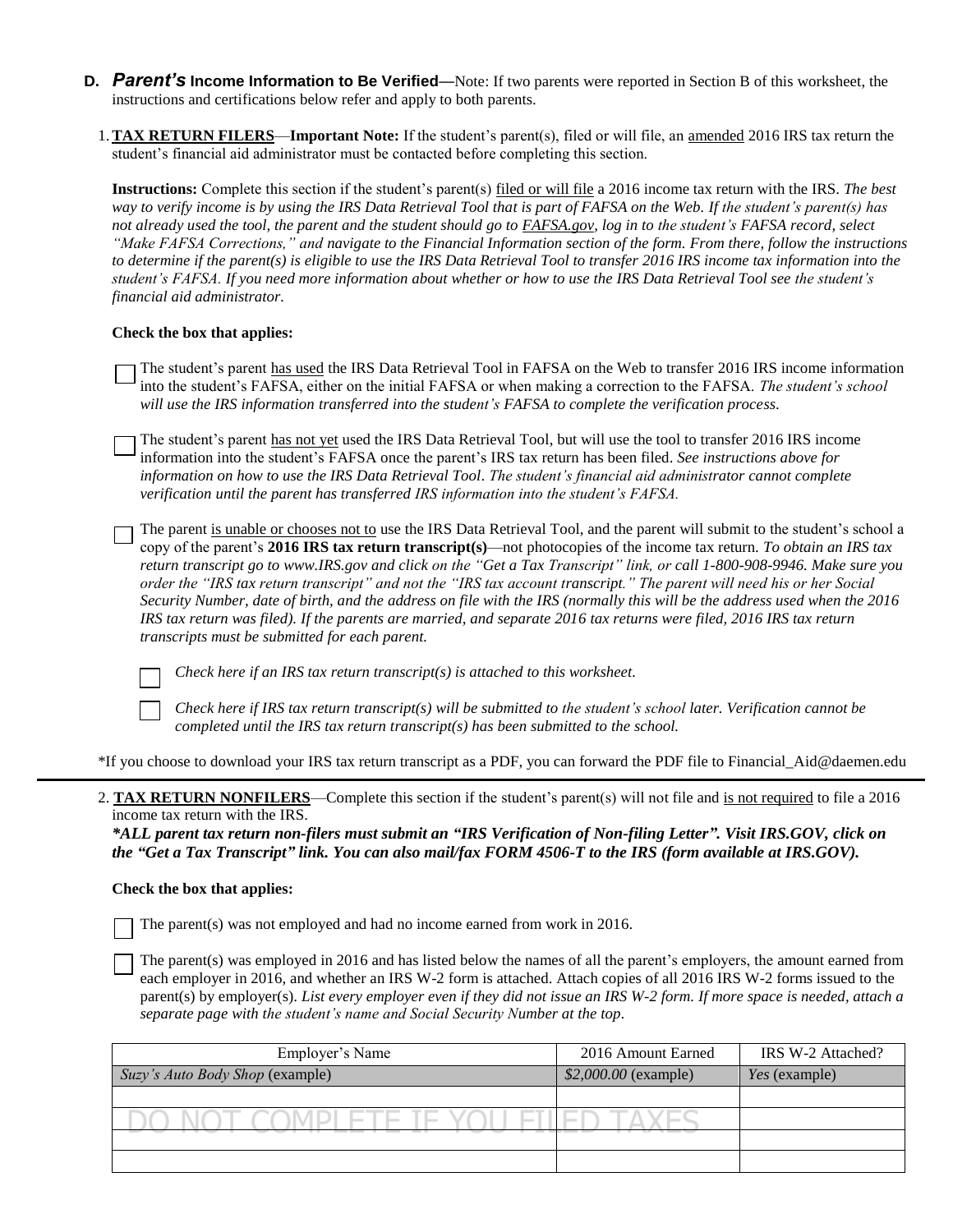**D. *Parent's* Income Information to Be Verified**—Note: If two parents were reported in Section B of this worksheet, the instructions and certifications below refer and apply to both parents.

1. **TAX RETURN FILERS**—**Important Note:** If the student's parent(s), filed or will file, an amended 2016 IRS tax return the student's financial aid administrator must be contacted before completing this section.

   **Instructions:** Complete this section if the student's parent(s) filed or will file a 2016 income tax return with the IRS. *The best way to verify income is by using the IRS Data Retrieval Tool that is part of FAFSA on the Web. If the student's parent(s) has not already used the tool, the parent and the student should go to FAFSA.gov, log in to the student's FAFSA record, select "Make FAFSA Corrections," and navigate to the Financial Information section of the form. From there, follow the instructions to determine if the parent(s) is eligible to use the IRS Data Retrieval Tool to transfer 2016 IRS income tax information into the student's FAFSA. If you need more information about whether or how to use the IRS Data Retrieval Tool see the student's financial aid administrator.*

   **Check the box that applies:**

   ☐ The student's parent has used the IRS Data Retrieval Tool in FAFSA on the Web to transfer 2016 IRS income information into the student's FAFSA, either on the initial FAFSA or when making a correction to the FAFSA. *The student's school will use the IRS information transferred into the student's FAFSA to complete the verification process.*

   ☐ The student's parent has not yet used the IRS Data Retrieval Tool, but will use the tool to transfer 2016 IRS income information into the student's FAFSA once the parent's IRS tax return has been filed. *See instructions above for information on how to use the IRS Data Retrieval Tool. The student's financial aid administrator cannot complete verification until the parent has transferred IRS information into the student's FAFSA.*

   ☐ The parent is unable or chooses not to use the IRS Data Retrieval Tool, and the parent will submit to the student's school a copy of the parent's **2016 IRS tax return transcript(s)**—not photocopies of the income tax return. *To obtain an IRS tax return transcript go to www.IRS.gov and click on the "Get a Tax Transcript" link, or call 1-800-908-9946. Make sure you order the "IRS tax return transcript" and not the "IRS tax account transcript." The parent will need his or her Social Security Number, date of birth, and the address on file with the IRS (normally this will be the address used when the 2016 IRS tax return was filed). If the parents are married, and separate 2016 tax returns were filed, 2016 IRS tax return transcripts must be submitted for each parent.*

   ☐ *Check here if an IRS tax return transcript(s) is attached to this worksheet.*

   ☐ *Check here if IRS tax return transcript(s) will be submitted to the student's school later. Verification cannot be completed until the IRS tax return transcript(s) has been submitted to the school.*

*If you choose to download your IRS tax return transcript as a PDF, you can forward the PDF file to Financial_Aid@daemen.edu

---

2. **TAX RETURN NONFILERS**—Complete this section if the student's parent(s) will not file and is not required to file a 2016 income tax return with the IRS.

   ***ALL parent tax return non-filers must submit an "IRS Verification of Non-filing Letter". Visit IRS.GOV, click on the "Get a Tax Transcript" link. You can also mail/fax FORM 4506-T to the IRS (form available at IRS.GOV).***

   **Check the box that applies:**

   ☐ The parent(s) was not employed and had no income earned from work in 2016.

   ☐ The parent(s) was employed in 2016 and has listed below the names of all the parent's employers, the amount earned from each employer in 2016, and whether an IRS W-2 form is attached. Attach copies of all 2016 IRS W-2 forms issued to the parent(s) by employer(s). *List every employer even if they did not issue an IRS W-2 form. If more space is needed, attach a separate page with the student's name and Social Security Number at the top.*

| Employer's Name | 2016 Amount Earned | IRS W-2 Attached? |
|---|---|---|
| *Suzy's Auto Body Shop* (example) | *$2,000.00* (example) | *Yes* (example) |
| | | |
| DO NOT COMPLETE IF YOU FILED TAXES | | |
| | | |
| | | |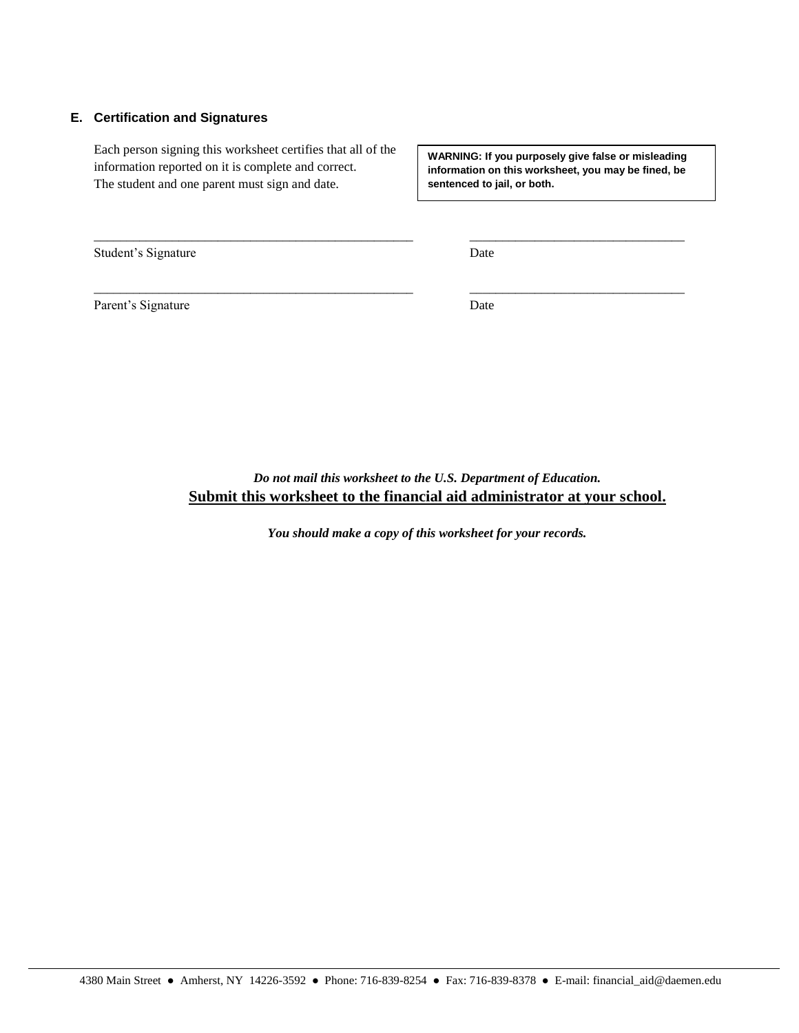### E. Certification and Signatures

Each person signing this worksheet certifies that all of the information reported on it is complete and correct. The student and one parent must sign and date.

> **WARNING: If you purposely give false or misleading information on this worksheet, you may be fined, be sentenced to jail, or both.**

\_\_\_\_\_\_\_\_\_\_\_\_\_\_\_\_\_\_\_\_\_\_\_\_\_\_\_\_\_\_\_\_\_\_\_\_\_\_\_\_\_\_\_\_\_\_\_\_\_ \_\_\_\_\_\_\_\_\_\_\_\_\_\_\_\_\_\_\_\_\_\_\_\_\_\_\_\_\_\_\_\_\_\_

Student's Signature Date

\_\_\_\_\_\_\_\_\_\_\_\_\_\_\_\_\_\_\_\_\_\_\_\_\_\_\_\_\_\_\_\_\_\_\_\_\_\_\_\_\_\_\_\_\_\_\_\_\_ \_\_\_\_\_\_\_\_\_\_\_\_\_\_\_\_\_\_\_\_\_\_\_\_\_\_\_\_\_\_\_\_\_\_

Parent's Signature Date

***Do not mail this worksheet to the U.S. Department of Education.***

<u>**Submit this worksheet to the financial aid administrator at your school.**</u>

***You should make a copy of this worksheet for your records.***

4380 Main Street ● Amherst, NY 14226-3592 ● Phone: 716-839-8254 ● Fax: 716-839-8378 ● E-mail: financial_aid@daemen.edu